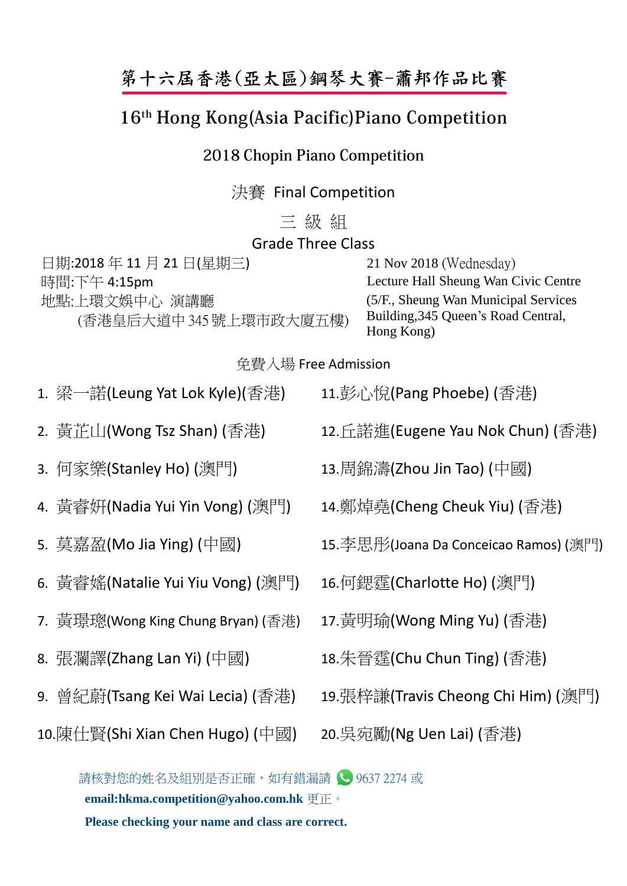# 第十六屆香港(亞太區)鋼琴大賽-蕭邦作品比賽

## 16th Hong Kong(Asia Pacific)Piano Competition

### 2018 Chopin Piano Competition

### 決賽 Final Competition

### 三 級 組
### Grade Three Class

日期:2018 年 11 月 21 日(星期三)
時間:下午 4:15pm
地點:上環文娛中心 演講廳
(香港皇后大道中 345 號上環市政大廈五樓)

21 Nov 2018 (Wednesday)
Lecture Hall Sheung Wan Civic Centre
(5/F., Sheung Wan Municipal Services Building,345 Queen's Road Central, Hong Kong)

免費入場 Free Admission

1. 梁一諾(Leung Yat Lok Kyle)(香港)
2. 黃芷山(Wong Tsz Shan) (香港)
3. 何家樂(Stanley Ho) (澳門)
4. 黃睿妍(Nadia Yui Yin Vong) (澳門)
5. 莫嘉盈(Mo Jia Ying) (中國)
6. 黃睿嫆(Natalie Yui Yiu Vong) (澳門)
7. 黃璟璁(Wong King Chung Bryan) (香港)
8. 張瀾譯(Zhang Lan Yi) (中國)
9. 曾紀蔚(Tsang Kei Wai Lecia) (香港)
10. 陳仕賢(Shi Xian Chen Hugo) (中國)
11. 彭心悅(Pang Phoebe) (香港)
12. 丘諾進(Eugene Yau Nok Chun) (香港)
13. 周錦濤(Zhou Jin Tao) (中國)
14. 鄭焯堯(Cheng Cheuk Yiu) (香港)
15. 李思彤(Joana Da Conceicao Ramos) (澳門)
16. 何鍶霆(Charlotte Ho) (澳門)
17. 黃明瑜(Wong Ming Yu) (香港)
18. 朱晉霆(Chu Chun Ting) (香港)
19. 張梓謙(Travis Cheong Chi Him) (澳門)
20. 吳宛勵(Ng Uen Lai) (香港)

請核對您的姓名及組別是否正確，如有錯漏請 9637 2274 或 **email:hkma.competition@yahoo.com.hk** 更正。

**Please checking your name and class are correct.**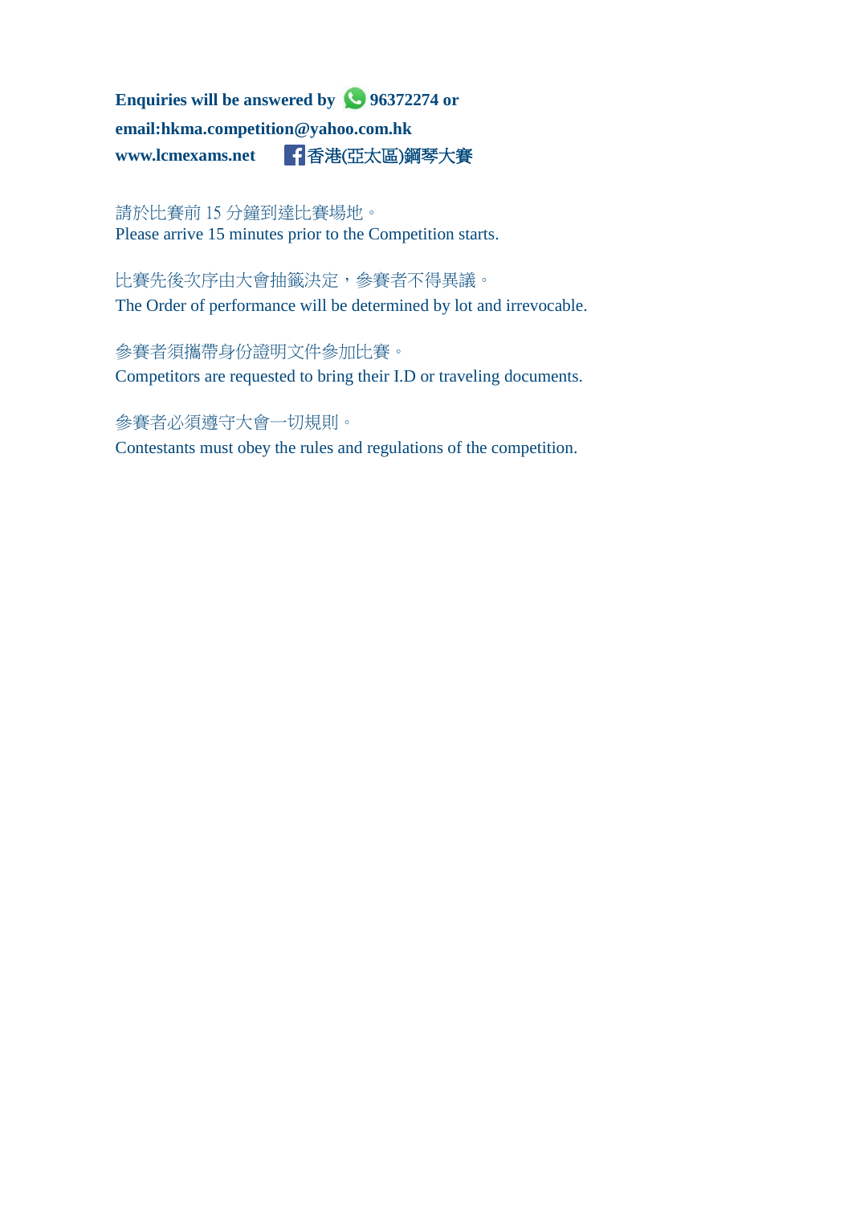**Enquiries will be answered by 96372274 or**
**email:hkma.competition@yahoo.com.hk**
**www.lcmexams.net 香港(亞太區)鋼琴大賽**

請於比賽前 15 分鐘到達比賽場地。
Please arrive 15 minutes prior to the Competition starts.

比賽先後次序由大會抽籤決定，參賽者不得異議。
The Order of performance will be determined by lot and irrevocable.

參賽者須攜帶身份證明文件參加比賽。
Competitors are requested to bring their I.D or traveling documents.

參賽者必須遵守大會一切規則。
Contestants must obey the rules and regulations of the competition.